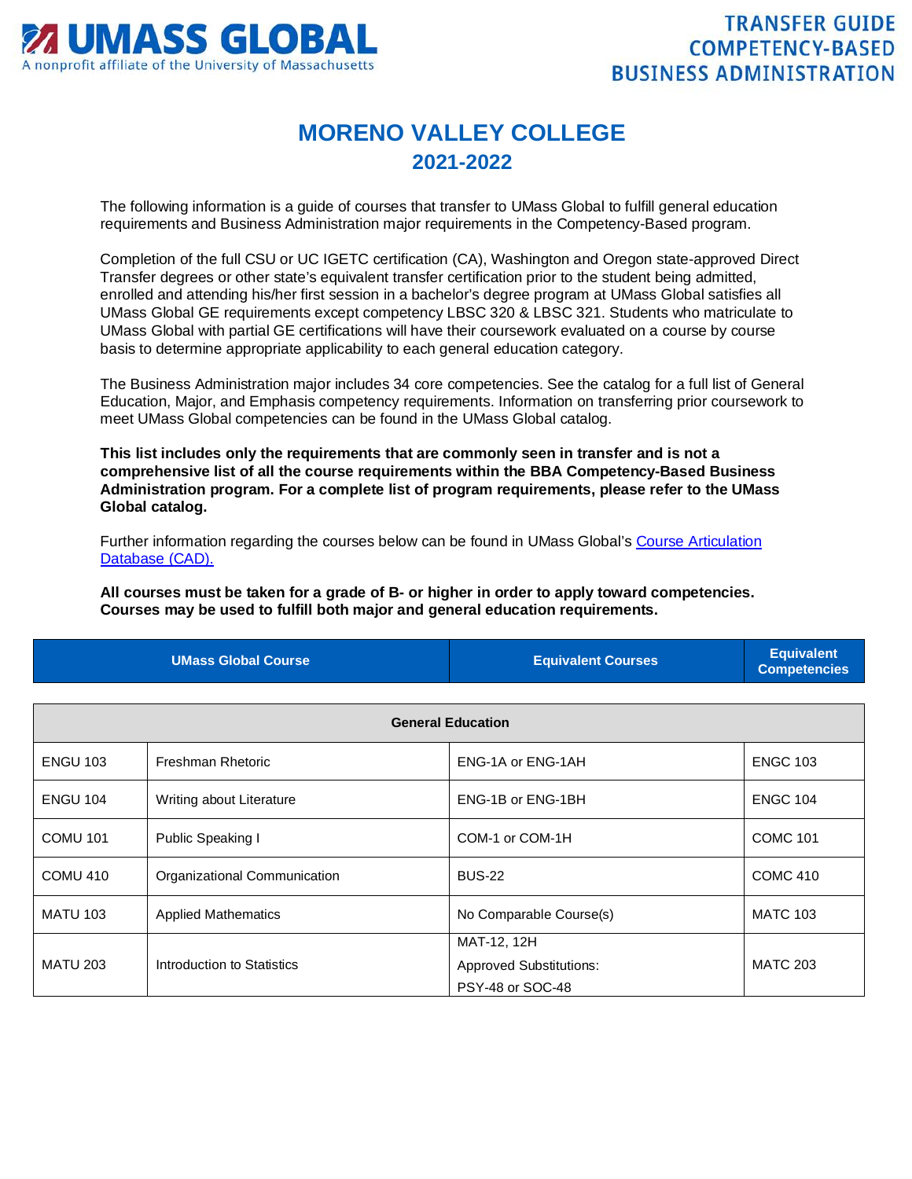UMASS GLOBAL
A nonprofit affiliate of the University of Massachusetts

TRANSFER GUIDE
COMPETENCY-BASED
BUSINESS ADMINISTRATION

# MORENO VALLEY COLLEGE
## 2021-2022

The following information is a guide of courses that transfer to UMass Global to fulfill general education requirements and Business Administration major requirements in the Competency-Based program.

Completion of the full CSU or UC IGETC certification (CA), Washington and Oregon state-approved Direct Transfer degrees or other state's equivalent transfer certification prior to the student being admitted, enrolled and attending his/her first session in a bachelor's degree program at UMass Global satisfies all UMass Global GE requirements except competency LBSC 320 & LBSC 321. Students who matriculate to UMass Global with partial GE certifications will have their coursework evaluated on a course by course basis to determine appropriate applicability to each general education category.

The Business Administration major includes 34 core competencies. See the catalog for a full list of General Education, Major, and Emphasis competency requirements. Information on transferring prior coursework to meet UMass Global competencies can be found in the UMass Global catalog.

**This list includes only the requirements that are commonly seen in transfer and is not a comprehensive list of all the course requirements within the BBA Competency-Based Business Administration program. For a complete list of program requirements, please refer to the UMass Global catalog.**

Further information regarding the courses below can be found in UMass Global's [Course Articulation Database (CAD).]()

**All courses must be taken for a grade of B- or higher in order to apply toward competencies. Courses may be used to fulfill both major and general education requirements.**

| UMass Global Course | | Equivalent Courses | Equivalent Competencies |
|---|---|---|---|
| **General Education** | | | |
| ENGU 103 | Freshman Rhetoric | ENG-1A or ENG-1AH | ENGC 103 |
| ENGU 104 | Writing about Literature | ENG-1B or ENG-1BH | ENGC 104 |
| COMU 101 | Public Speaking I | COM-1 or COM-1H | COMC 101 |
| COMU 410 | Organizational Communication | BUS-22 | COMC 410 |
| MATU 103 | Applied Mathematics | No Comparable Course(s) | MATC 103 |
| MATU 203 | Introduction to Statistics | MAT-12, 12H<br>Approved Substitutions:<br>PSY-48 or SOC-48 | MATC 203 |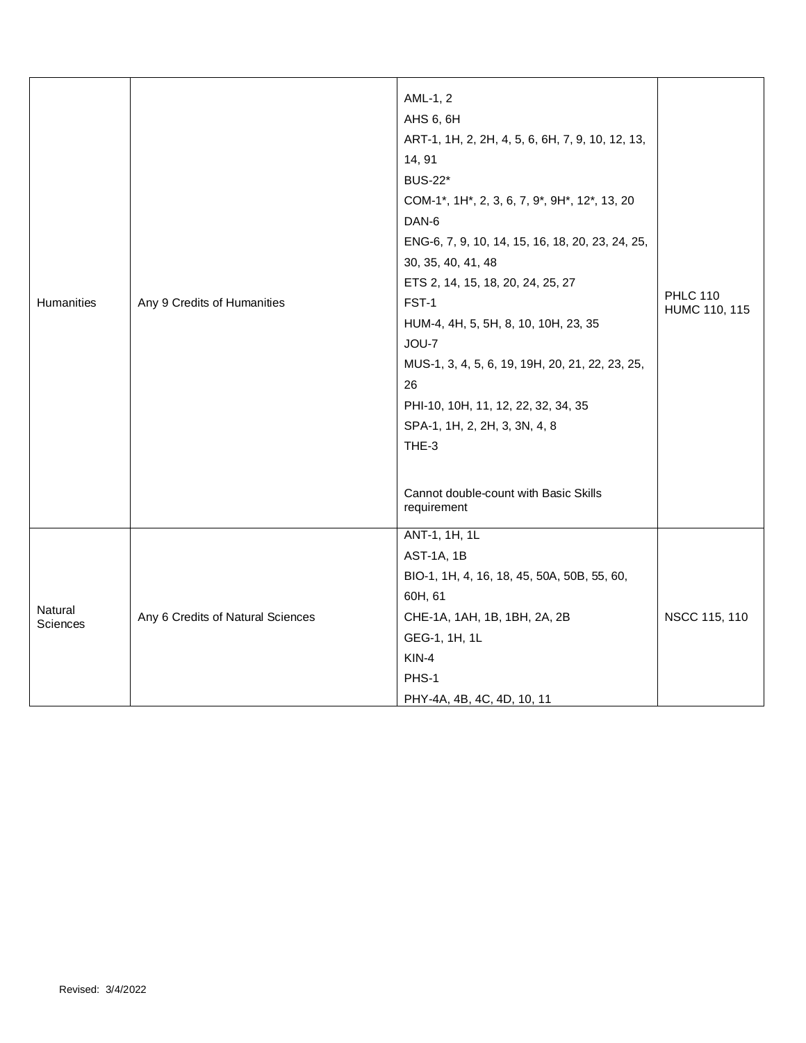| | | | |
|---|---|---|---|
| Humanities | Any 9 Credits of Humanities | AML-1, 2<br>AHS 6, 6H<br>ART-1, 1H, 2, 2H, 4, 5, 6, 6H, 7, 9, 10, 12, 13, 14, 91<br>BUS-22*<br>COM-1*, 1H*, 2, 3, 6, 7, 9*, 9H*, 12*, 13, 20<br>DAN-6<br>ENG-6, 7, 9, 10, 14, 15, 16, 18, 20, 23, 24, 25, 30, 35, 40, 41, 48<br>ETS 2, 14, 15, 18, 20, 24, 25, 27<br>FST-1<br>HUM-4, 4H, 5, 5H, 8, 10, 10H, 23, 35<br>JOU-7<br>MUS-1, 3, 4, 5, 6, 19, 19H, 20, 21, 22, 23, 25, 26<br>PHI-10, 10H, 11, 12, 22, 32, 34, 35<br>SPA-1, 1H, 2, 2H, 3, 3N, 4, 8<br>THE-3<br><br>Cannot double-count with Basic Skills requirement | PHLC 110<br>HUMC 110, 115 |
| Natural Sciences | Any 6 Credits of Natural Sciences | ANT-1, 1H, 1L<br>AST-1A, 1B<br>BIO-1, 1H, 4, 16, 18, 45, 50A, 50B, 55, 60, 60H, 61<br>CHE-1A, 1AH, 1B, 1BH, 2A, 2B<br>GEG-1, 1H, 1L<br>KIN-4<br>PHS-1<br>PHY-4A, 4B, 4C, 4D, 10, 11 | NSCC 115, 110 |

Revised: 3/4/2022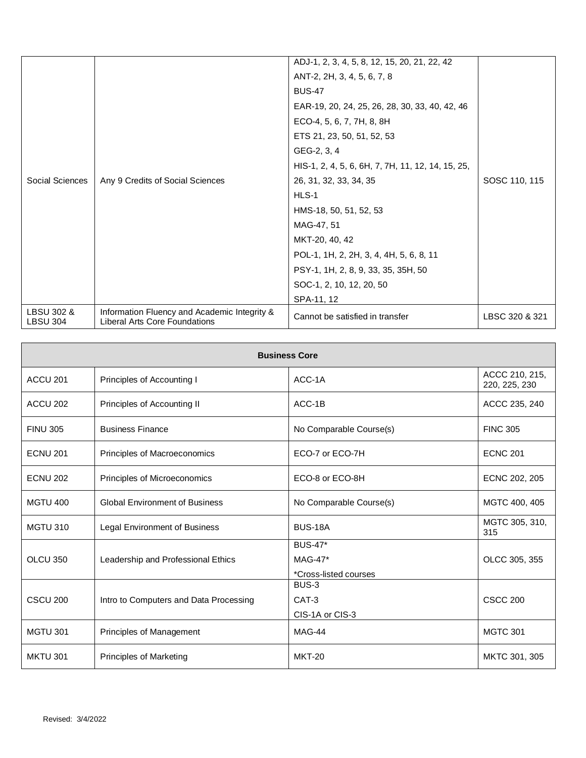| | | | |
|---|---|---|---|
| Social Sciences | Any 9 Credits of Social Sciences | ADJ-1, 2, 3, 4, 5, 8, 12, 15, 20, 21, 22, 42<br>ANT-2, 2H, 3, 4, 5, 6, 7, 8<br>BUS-47<br>EAR-19, 20, 24, 25, 26, 28, 30, 33, 40, 42, 46<br>ECO-4, 5, 6, 7, 7H, 8, 8H<br>ETS 21, 23, 50, 51, 52, 53<br>GEG-2, 3, 4<br>HIS-1, 2, 4, 5, 6, 6H, 7, 7H, 11, 12, 14, 15, 25, 26, 31, 32, 33, 34, 35<br>HLS-1<br>HMS-18, 50, 51, 52, 53<br>MAG-47, 51<br>MKT-20, 40, 42<br>POL-1, 1H, 2, 2H, 3, 4, 4H, 5, 6, 8, 11<br>PSY-1, 1H, 2, 8, 9, 33, 35, 35H, 50<br>SOC-1, 2, 10, 12, 20, 50<br>SPA-11, 12 | SOSC 110, 115 |
| LBSU 302 & LBSU 304 | Information Fluency and Academic Integrity & Liberal Arts Core Foundations | Cannot be satisfied in transfer | LBSC 320 & 321 |

| **Business Core** | | | |
|---|---|---|---|
| ACCU 201 | Principles of Accounting I | ACC-1A | ACCC 210, 215, 220, 225, 230 |
| ACCU 202 | Principles of Accounting II | ACC-1B | ACCC 235, 240 |
| FINU 305 | Business Finance | No Comparable Course(s) | FINC 305 |
| ECNU 201 | Principles of Macroeconomics | ECO-7 or ECO-7H | ECNC 201 |
| ECNU 202 | Principles of Microeconomics | ECO-8 or ECO-8H | ECNC 202, 205 |
| MGTU 400 | Global Environment of Business | No Comparable Course(s) | MGTC 400, 405 |
| MGTU 310 | Legal Environment of Business | BUS-18A | MGTC 305, 310, 315 |
| OLCU 350 | Leadership and Professional Ethics | BUS-47*<br>MAG-47*<br>*Cross-listed courses | OLCC 305, 355 |
| CSCU 200 | Intro to Computers and Data Processing | BUS-3<br>CAT-3<br>CIS-1A or CIS-3 | CSCC 200 |
| MGTU 301 | Principles of Management | MAG-44 | MGTC 301 |
| MKTU 301 | Principles of Marketing | MKT-20 | MKTC 301, 305 |

Revised: 3/4/2022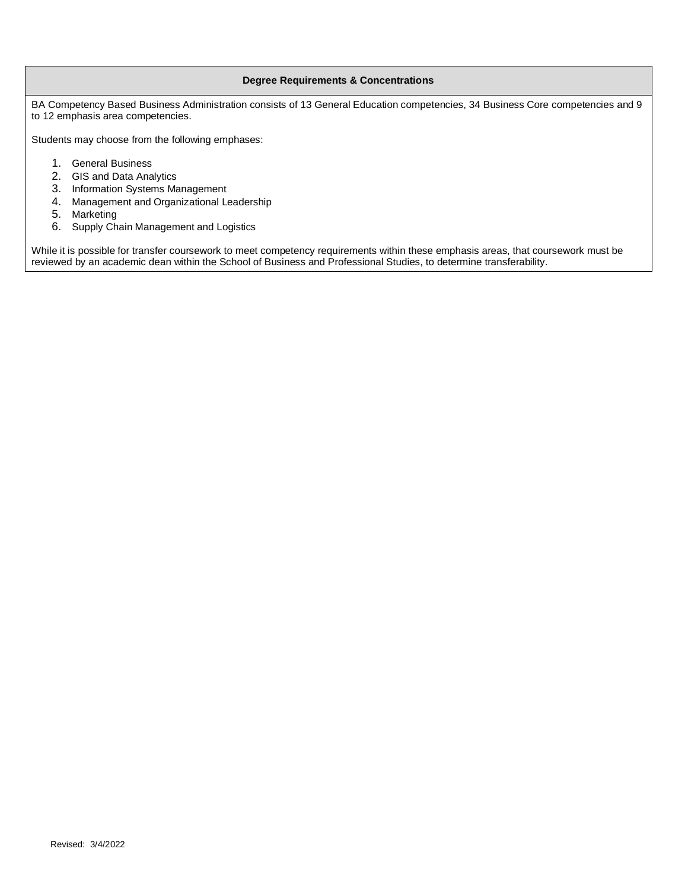## Degree Requirements & Concentrations

BA Competency Based Business Administration consists of 13 General Education competencies, 34 Business Core competencies and 9 to 12 emphasis area competencies.

Students may choose from the following emphases:

1. General Business
2. GIS and Data Analytics
3. Information Systems Management
4. Management and Organizational Leadership
5. Marketing
6. Supply Chain Management and Logistics

While it is possible for transfer coursework to meet competency requirements within these emphasis areas, that coursework must be reviewed by an academic dean within the School of Business and Professional Studies, to determine transferability.

Revised: 3/4/2022